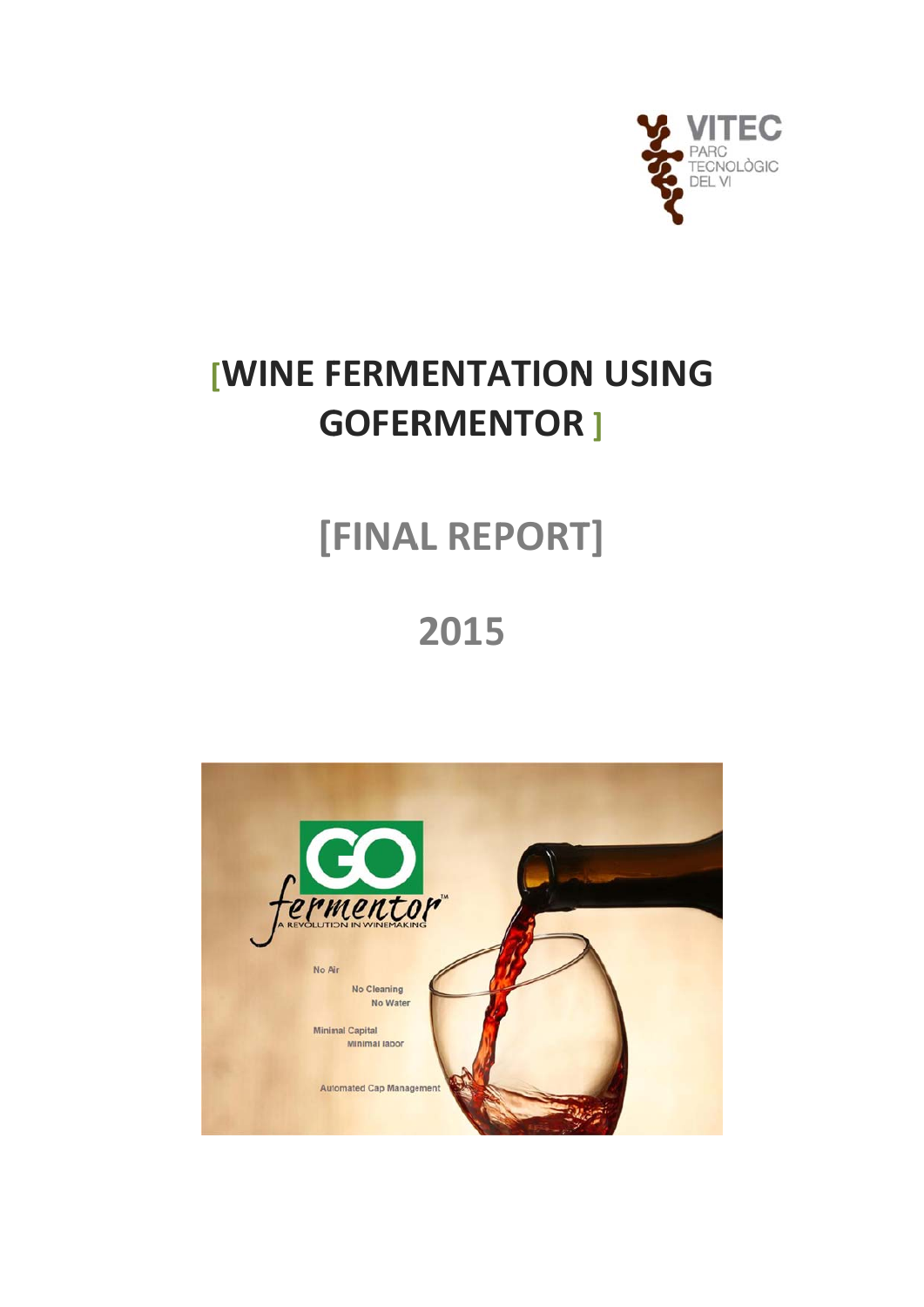VITEC
PARC TECNOLÒGIC DEL VI

# [WINE FERMENTATION USING GOFERMENTOR ]

# [FINAL REPORT]

# 2015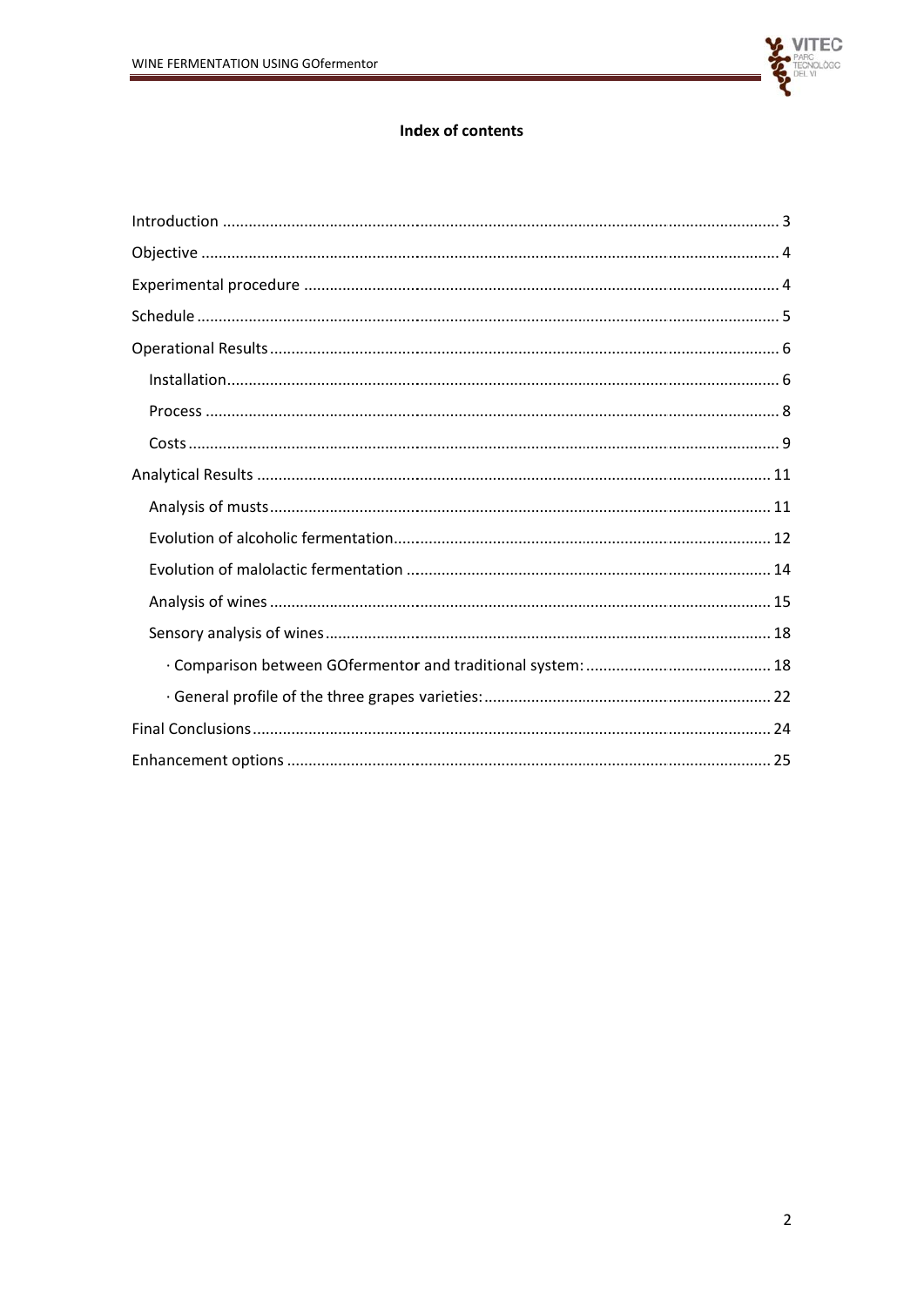# Index of contents

- Introduction ..... 3
- Objective ..... 4
- Experimental procedure ..... 4
- Schedule ..... 5
- Operational Results ..... 6
  - Installation ..... 6
  - Process ..... 8
  - Costs ..... 9
- Analytical Results ..... 11
  - Analysis of musts ..... 11
  - Evolution of alcoholic fermentation ..... 12
  - Evolution of malolactic fermentation ..... 14
  - Analysis of wines ..... 15
  - Sensory analysis of wines ..... 18
    - · Comparison between GOfermentor and traditional system: ..... 18
    - · General profile of the three grapes varieties: ..... 22
- Final Conclusions ..... 24
- Enhancement options ..... 25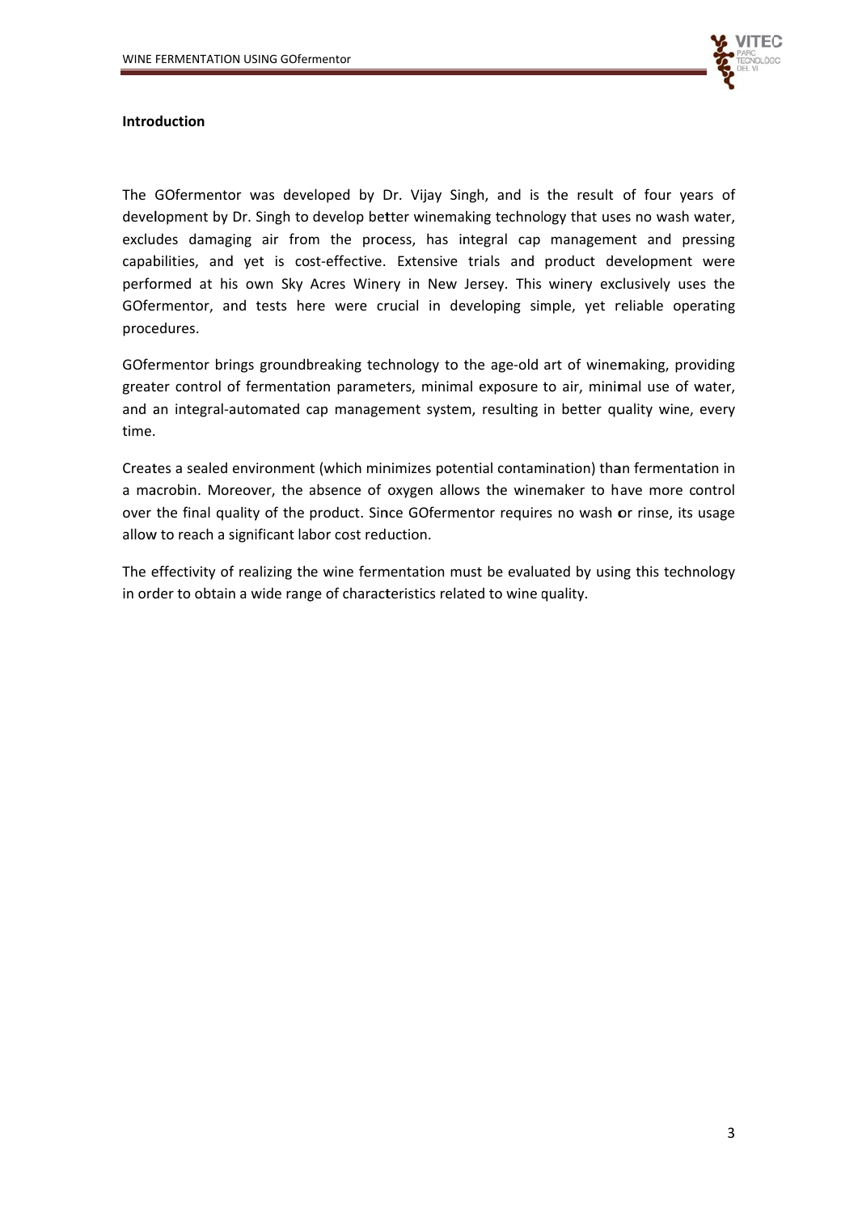**Introduction**

The GOfermentor was developed by Dr. Vijay Singh, and is the result of four years of development by Dr. Singh to develop better winemaking technology that uses no wash water, excludes damaging air from the process, has integral cap management and pressing capabilities, and yet is cost-effective. Extensive trials and product development were performed at his own Sky Acres Winery in New Jersey. This winery exclusively uses the GOfermentor, and tests here were crucial in developing simple, yet reliable operating procedures.

GOfermentor brings groundbreaking technology to the age-old art of winemaking, providing greater control of fermentation parameters, minimal exposure to air, minimal use of water, and an integral-automated cap management system, resulting in better quality wine, every time.

Creates a sealed environment (which minimizes potential contamination) than fermentation in a macrobin. Moreover, the absence of oxygen allows the winemaker to have more control over the final quality of the product. Since GOfermentor requires no wash or rinse, its usage allow to reach a significant labor cost reduction.

The effectivity of realizing the wine fermentation must be evaluated by using this technology in order to obtain a wide range of characteristics related to wine quality.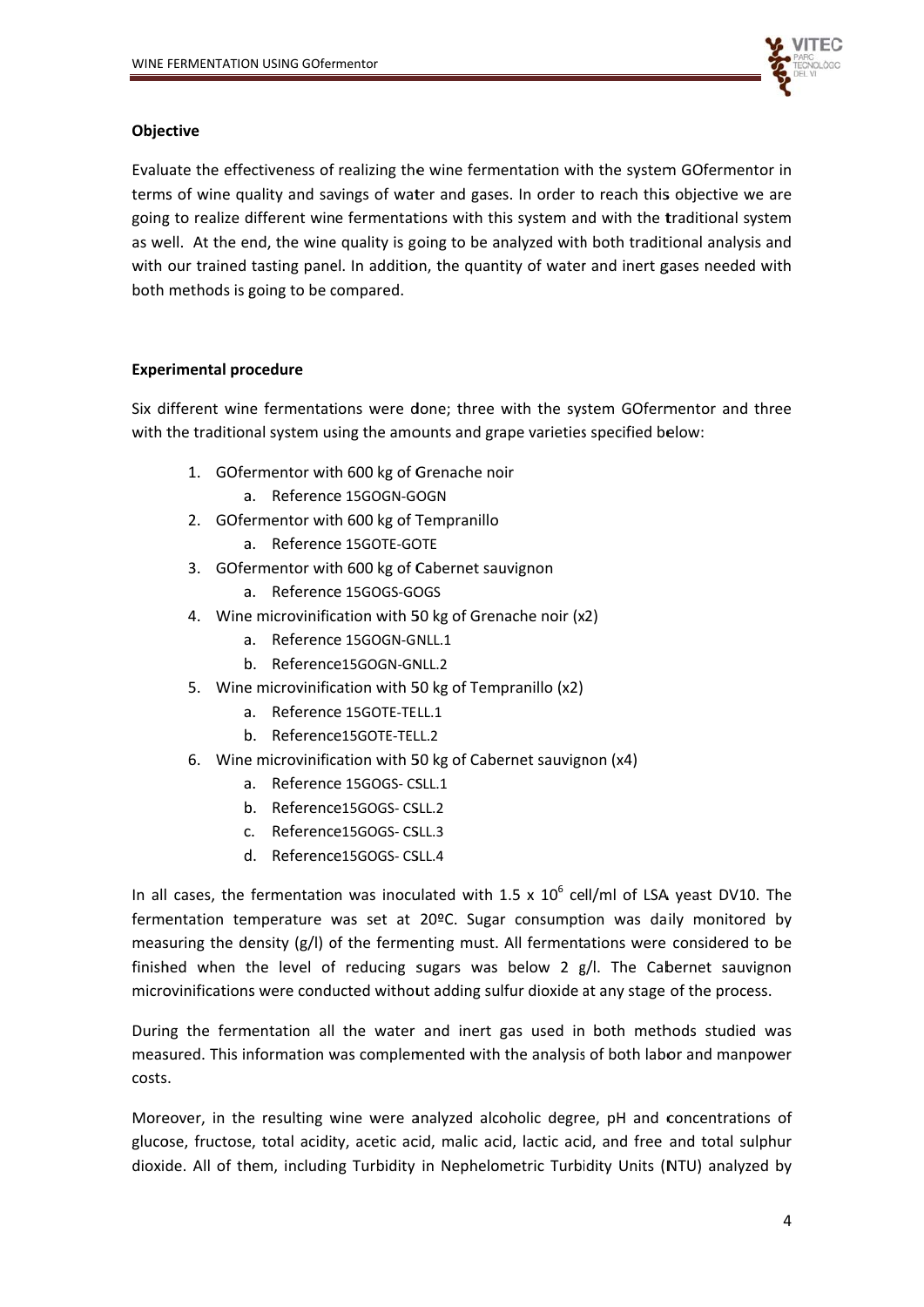**Objective**

Evaluate the effectiveness of realizing the wine fermentation with the system GOfermentor in terms of wine quality and savings of water and gases. In order to reach this objective we are going to realize different wine fermentations with this system and with the traditional system as well. At the end, the wine quality is going to be analyzed with both traditional analysis and with our trained tasting panel. In addition, the quantity of water and inert gases needed with both methods is going to be compared.

**Experimental procedure**

Six different wine fermentations were done; three with the system GOfermentor and three with the traditional system using the amounts and grape varieties specified below:

1. GOfermentor with 600 kg of Grenache noir
   a. Reference 15GOGN-GOGN
2. GOfermentor with 600 kg of Tempranillo
   a. Reference 15GOTE-GOTE
3. GOfermentor with 600 kg of Cabernet sauvignon
   a. Reference 15GOGS-GOGS
4. Wine microvinification with 50 kg of Grenache noir (x2)
   a. Reference 15GOGN-GNLL.1
   b. Reference15GOGN-GNLL.2
5. Wine microvinification with 50 kg of Tempranillo (x2)
   a. Reference 15GOTE-TELL.1
   b. Reference15GOTE-TELL.2
6. Wine microvinification with 50 kg of Cabernet sauvignon (x4)
   a. Reference 15GOGS- CSLL.1
   b. Reference15GOGS- CSLL.2
   c. Reference15GOGS- CSLL.3
   d. Reference15GOGS- CSLL.4

In all cases, the fermentation was inoculated with $1.5 \times 10^6$ cell/ml of LSA yeast DV10. The fermentation temperature was set at 20ºC. Sugar consumption was daily monitored by measuring the density (g/l) of the fermenting must. All fermentations were considered to be finished when the level of reducing sugars was below 2 g/l. The Cabernet sauvignon microvinifications were conducted without adding sulfur dioxide at any stage of the process.

During the fermentation all the water and inert gas used in both methods studied was measured. This information was complemented with the analysis of both labor and manpower costs.

Moreover, in the resulting wine were analyzed alcoholic degree, pH and concentrations of glucose, fructose, total acidity, acetic acid, malic acid, lactic acid, and free and total sulphur dioxide. All of them, including Turbidity in Nephelometric Turbidity Units (NTU) analyzed by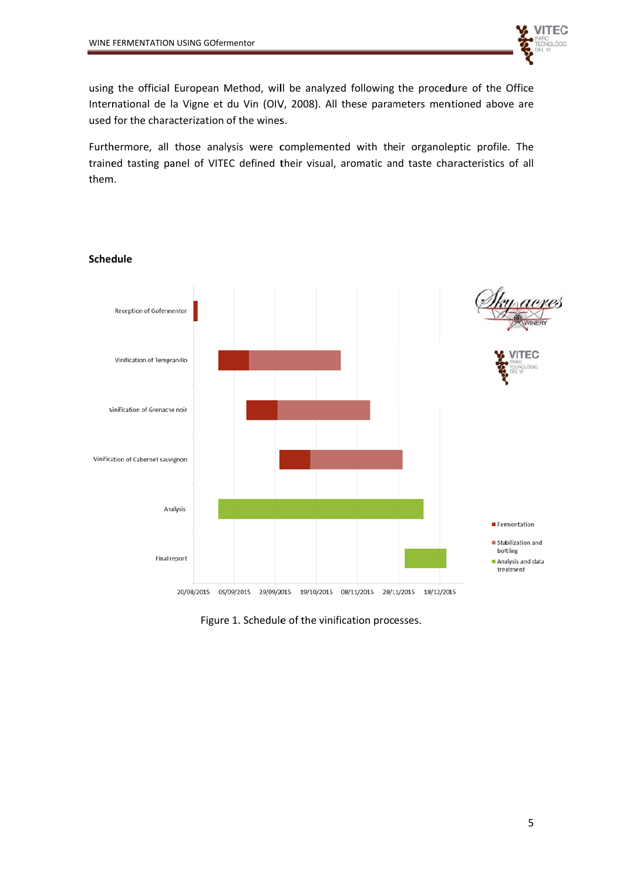using the official European Method, will be analyzed following the procedure of the Office International de la Vigne et du Vin (OIV, 2008). All these parameters mentioned above are used for the characterization of the wines.

Furthermore, all those analysis were complemented with their organoleptic profile. The trained tasting panel of VITEC defined their visual, aromatic and taste characteristics of all them.

**Schedule**

Figure 1. Schedule of the vinification processes.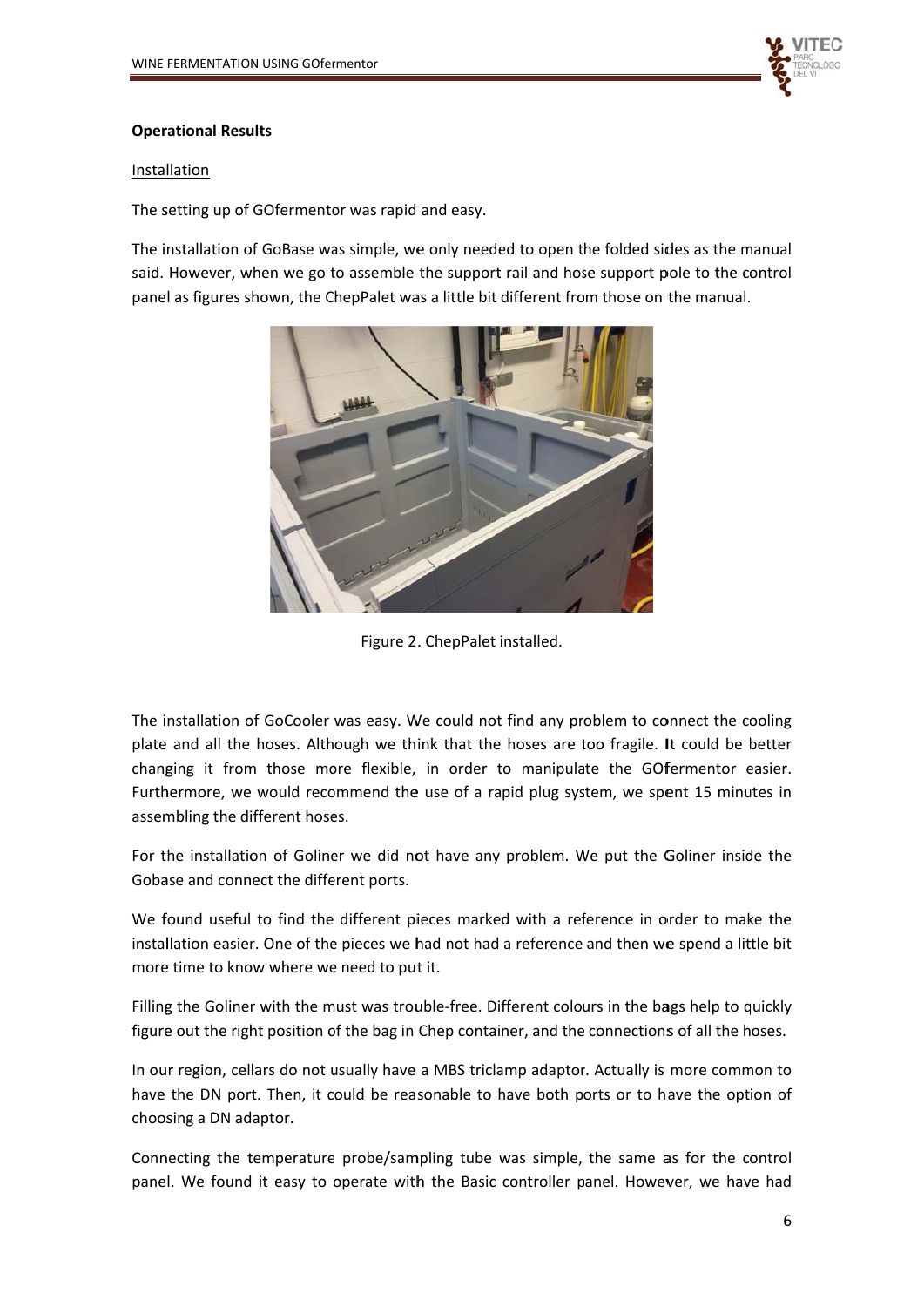**Operational Results**

Installation

The setting up of GOfermentor was rapid and easy.

The installation of GoBase was simple, we only needed to open the folded sides as the manual said. However, when we go to assemble the support rail and hose support pole to the control panel as figures shown, the ChepPalet was a little bit different from those on the manual.

Figure 2. ChepPalet installed.

The installation of GoCooler was easy. We could not find any problem to connect the cooling plate and all the hoses. Although we think that the hoses are too fragile. It could be better changing it from those more flexible, in order to manipulate the GOfermentor easier. Furthermore, we would recommend the use of a rapid plug system, we spent 15 minutes in assembling the different hoses.

For the installation of Goliner we did not have any problem. We put the Goliner inside the Gobase and connect the different ports.

We found useful to find the different pieces marked with a reference in order to make the installation easier. One of the pieces we had not had a reference and then we spend a little bit more time to know where we need to put it.

Filling the Goliner with the must was trouble-free. Different colours in the bags help to quickly figure out the right position of the bag in Chep container, and the connections of all the hoses.

In our region, cellars do not usually have a MBS triclamp adaptor. Actually is more common to have the DN port. Then, it could be reasonable to have both ports or to have the option of choosing a DN adaptor.

Connecting the temperature probe/sampling tube was simple, the same as for the control panel. We found it easy to operate with the Basic controller panel. However, we have had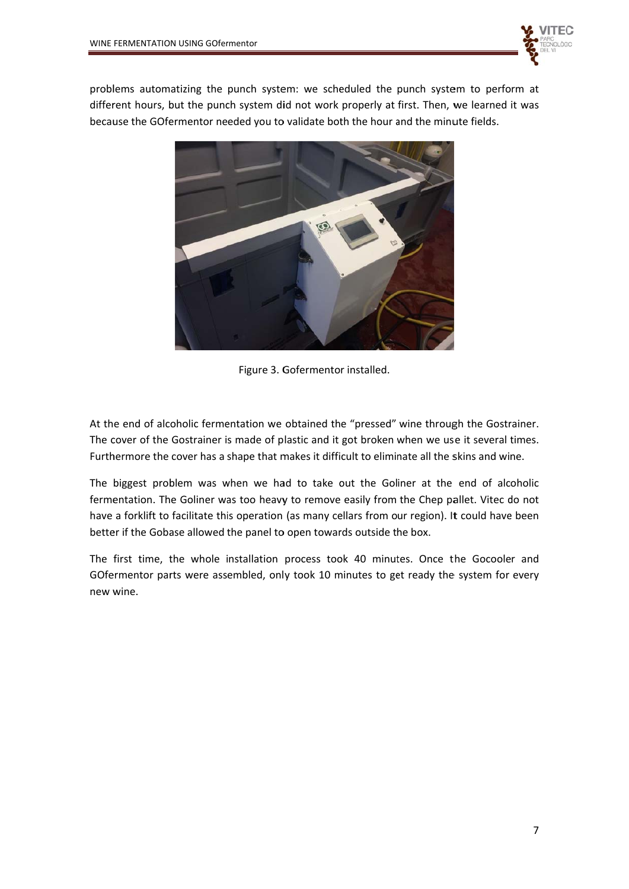problems automatizing the punch system: we scheduled the punch system to perform at different hours, but the punch system did not work properly at first. Then, we learned it was because the GOfermentor needed you to validate both the hour and the minute fields.

Figure 3. Gofermentor installed.

At the end of alcoholic fermentation we obtained the "pressed" wine through the Gostrainer. The cover of the Gostrainer is made of plastic and it got broken when we use it several times. Furthermore the cover has a shape that makes it difficult to eliminate all the skins and wine.

The biggest problem was when we had to take out the Goliner at the end of alcoholic fermentation. The Goliner was too heavy to remove easily from the Chep pallet. Vitec do not have a forklift to facilitate this operation (as many cellars from our region). It could have been better if the Gobase allowed the panel to open towards outside the box.

The first time, the whole installation process took 40 minutes. Once the Gocooler and GOfermentor parts were assembled, only took 10 minutes to get ready the system for every new wine.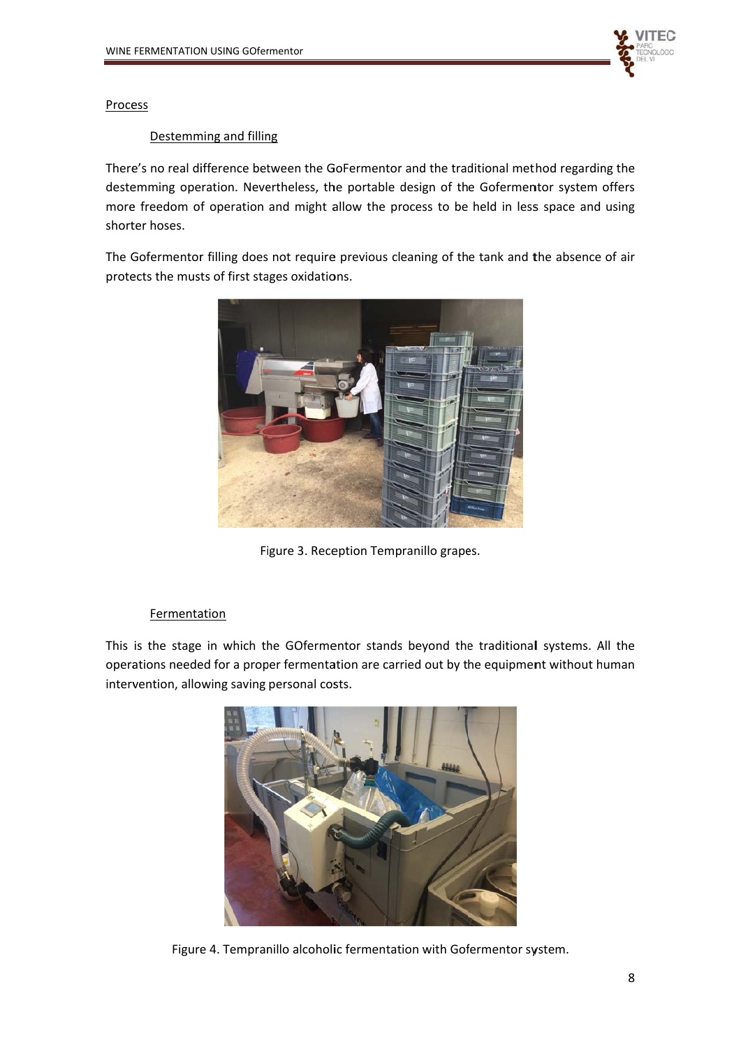## Process

### Destemming and filling

There's no real difference between the GoFermentor and the traditional method regarding the destemming operation. Nevertheless, the portable design of the Gofermentor system offers more freedom of operation and might allow the process to be held in less space and using shorter hoses.

The Gofermentor filling does not require previous cleaning of the tank and the absence of air protects the musts of first stages oxidations.

Figure 3. Reception Tempranillo grapes.

### Fermentation

This is the stage in which the GOfermentor stands beyond the traditional systems. All the operations needed for a proper fermentation are carried out by the equipment without human intervention, allowing saving personal costs.

Figure 4. Tempranillo alcoholic fermentation with Gofermentor system.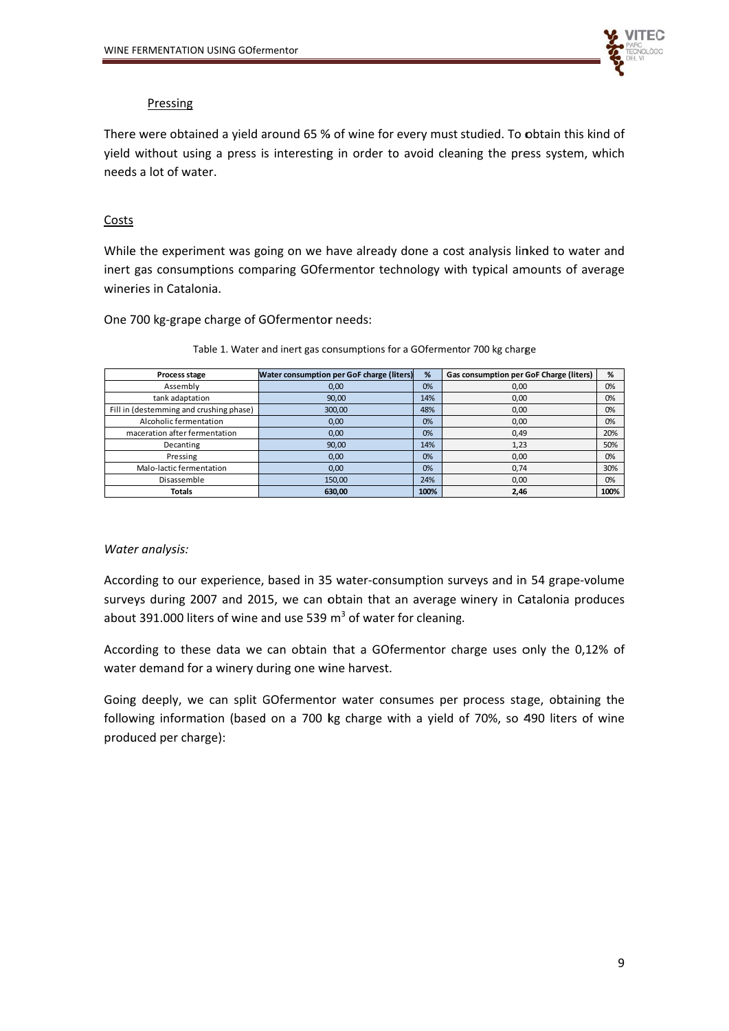<u>Pressing</u>

There were obtained a yield around 65 % of wine for every must studied. To obtain this kind of yield without using a press is interesting in order to avoid cleaning the press system, which needs a lot of water.

<u>Costs</u>

While the experiment was going on we have already done a cost analysis linked to water and inert gas consumptions comparing GOfermentor technology with typical amounts of average wineries in Catalonia.

One 700 kg-grape charge of GOfermentor needs:

Table 1. Water and inert gas consumptions for a GOfermentor 700 kg charge

| Process stage | Water consumption per GoF charge (liters) | % | Gas consumption per GoF Charge (liters) | % |
|---|---|---|---|---|
| Assembly | 0,00 | 0% | 0,00 | 0% |
| tank adaptation | 90,00 | 14% | 0,00 | 0% |
| Fill in (destemming and crushing phase) | 300,00 | 48% | 0,00 | 0% |
| Alcoholic fermentation | 0,00 | 0% | 0,00 | 0% |
| maceration after fermentation | 0,00 | 0% | 0,49 | 20% |
| Decanting | 90,00 | 14% | 1,23 | 50% |
| Pressing | 0,00 | 0% | 0,00 | 0% |
| Malo-lactic fermentation | 0,00 | 0% | 0,74 | 30% |
| Disassemble | 150,00 | 24% | 0,00 | 0% |
| **Totals** | **630,00** | **100%** | **2,46** | **100%** |

*Water analysis:*

According to our experience, based in 35 water-consumption surveys and in 54 grape-volume surveys during 2007 and 2015, we can obtain that an average winery in Catalonia produces about 391.000 liters of wine and use 539 m$^3$ of water for cleaning.

According to these data we can obtain that a GOfermentor charge uses only the 0,12% of water demand for a winery during one wine harvest.

Going deeply, we can split GOfermentor water consumes per process stage, obtaining the following information (based on a 700 kg charge with a yield of 70%, so 490 liters of wine produced per charge):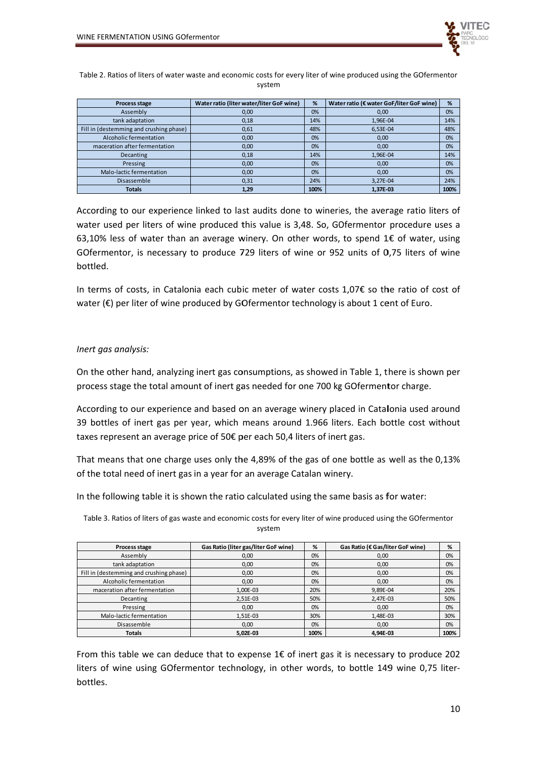Table 2. Ratios of liters of water waste and economic costs for every liter of wine produced using the GOfermentor system

| Process stage | Water ratio (liter water/liter GoF wine) | % | Water ratio (€ water GoF/liter GoF wine) | % |
|---|---|---|---|---|
| Assembly | 0,00 | 0% | 0,00 | 0% |
| tank adaptation | 0,18 | 14% | 1,96E-04 | 14% |
| Fill in (destemming and crushing phase) | 0,61 | 48% | 6,53E-04 | 48% |
| Alcoholic fermentation | 0,00 | 0% | 0,00 | 0% |
| maceration after fermentation | 0,00 | 0% | 0,00 | 0% |
| Decanting | 0,18 | 14% | 1,96E-04 | 14% |
| Pressing | 0,00 | 0% | 0,00 | 0% |
| Malo-lactic fermentation | 0,00 | 0% | 0,00 | 0% |
| Disassemble | 0,31 | 24% | 3,27E-04 | 24% |
| **Totals** | **1,29** | **100%** | **1,37E-03** | **100%** |

According to our experience linked to last audits done to wineries, the average ratio liters of water used per liters of wine produced this value is 3,48. So, GOfermentor procedure uses a 63,10% less of water than an average winery. On other words, to spend 1€ of water, using GOfermentor, is necessary to produce 729 liters of wine or 952 units of 0,75 liters of wine bottled.

In terms of costs, in Catalonia each cubic meter of water costs 1,07€ so the ratio of cost of water (€) per liter of wine produced by GOfermentor technology is about 1 cent of Euro.

*Inert gas analysis:*

On the other hand, analyzing inert gas consumptions, as showed in Table 1, there is shown per process stage the total amount of inert gas needed for one 700 kg GOfermentor charge.

According to our experience and based on an average winery placed in Catalonia used around 39 bottles of inert gas per year, which means around 1.966 liters. Each bottle cost without taxes represent an average price of 50€ per each 50,4 liters of inert gas.

That means that one charge uses only the 4,89% of the gas of one bottle as well as the 0,13% of the total need of inert gas in a year for an average Catalan winery.

In the following table it is shown the ratio calculated using the same basis as for water:

Table 3. Ratios of liters of gas waste and economic costs for every liter of wine produced using the GOfermentor system

| Process stage | Gas Ratio (liter gas/liter GoF wine) | % | Gas Ratio (€ Gas/liter GoF wine) | % |
|---|---|---|---|---|
| Assembly | 0,00 | 0% | 0,00 | 0% |
| tank adaptation | 0,00 | 0% | 0,00 | 0% |
| Fill in (destemming and crushing phase) | 0,00 | 0% | 0,00 | 0% |
| Alcoholic fermentation | 0,00 | 0% | 0,00 | 0% |
| maceration after fermentation | 1,00E-03 | 20% | 9,89E-04 | 20% |
| Decanting | 2,51E-03 | 50% | 2,47E-03 | 50% |
| Pressing | 0,00 | 0% | 0,00 | 0% |
| Malo-lactic fermentation | 1,51E-03 | 30% | 1,48E-03 | 30% |
| Disassemble | 0,00 | 0% | 0,00 | 0% |
| **Totals** | **5,02E-03** | **100%** | **4,94E-03** | **100%** |

From this table we can deduce that to expense 1€ of inert gas it is necessary to produce 202 liters of wine using GOfermentor technology, in other words, to bottle 149 wine 0,75 liter-bottles.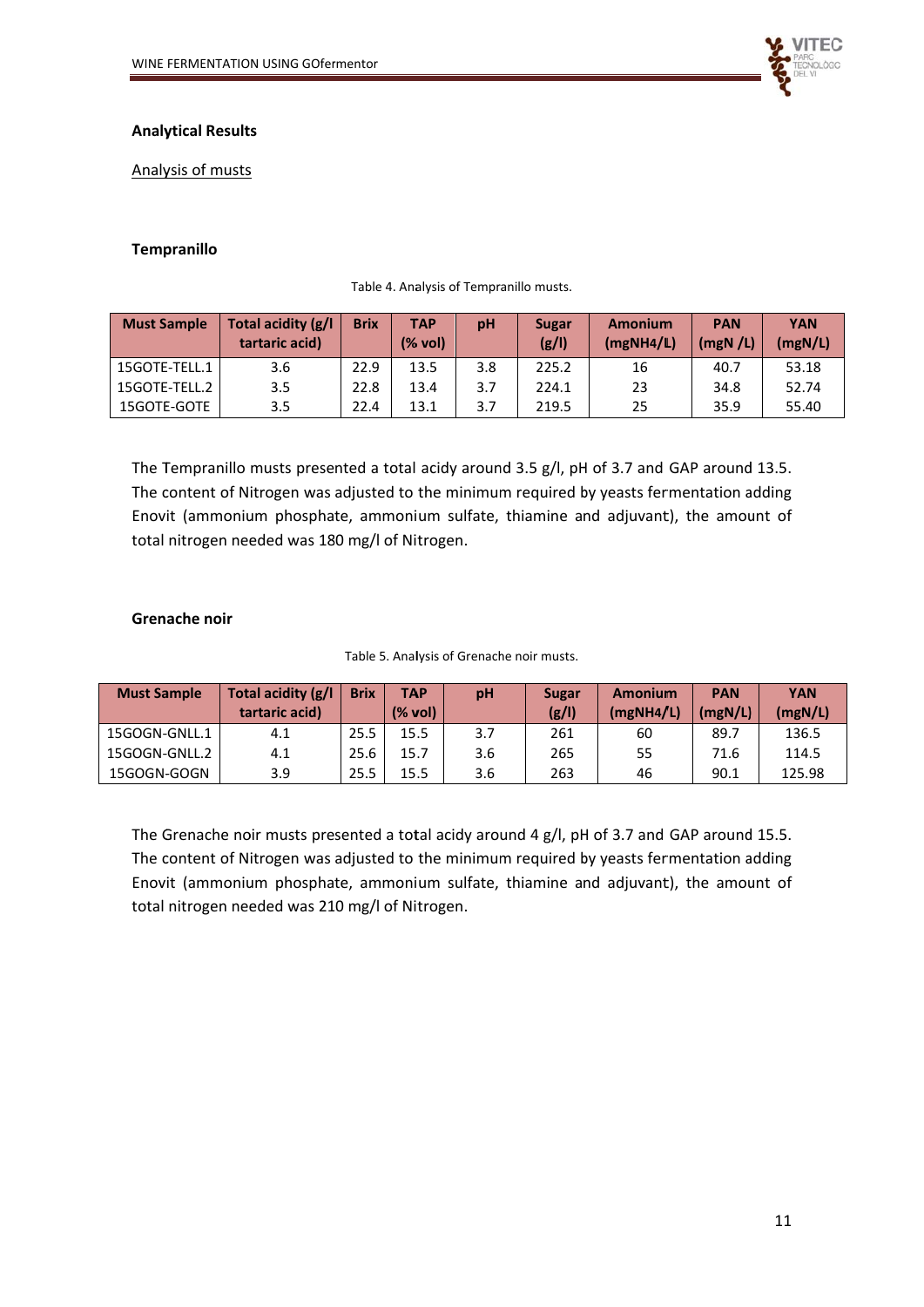**Analytical Results**

Analysis of musts

**Tempranillo**

Table 4. Analysis of Tempranillo musts.

| Must Sample | Total acidity (g/l tartaric acid) | Brix | TAP (% vol) | pH | Sugar (g/l) | Amonium (mgNH4/L) | PAN (mgN /L) | YAN (mgN/L) |
|---|---|---|---|---|---|---|---|---|
| 15GOTE-TELL.1 | 3.6 | 22.9 | 13.5 | 3.8 | 225.2 | 16 | 40.7 | 53.18 |
| 15GOTE-TELL.2 | 3.5 | 22.8 | 13.4 | 3.7 | 224.1 | 23 | 34.8 | 52.74 |
| 15GOTE-GOTE | 3.5 | 22.4 | 13.1 | 3.7 | 219.5 | 25 | 35.9 | 55.40 |

The Tempranillo musts presented a total acidy around 3.5 g/l, pH of 3.7 and GAP around 13.5. The content of Nitrogen was adjusted to the minimum required by yeasts fermentation adding Enovit (ammonium phosphate, ammonium sulfate, thiamine and adjuvant), the amount of total nitrogen needed was 180 mg/l of Nitrogen.

**Grenache noir**

Table 5. Analysis of Grenache noir musts.

| Must Sample | Total acidity (g/l tartaric acid) | Brix | TAP (% vol) | pH | Sugar (g/l) | Amonium (mgNH4/L) | PAN (mgN/L) | YAN (mgN/L) |
|---|---|---|---|---|---|---|---|---|
| 15GOGN-GNLL.1 | 4.1 | 25.5 | 15.5 | 3.7 | 261 | 60 | 89.7 | 136.5 |
| 15GOGN-GNLL.2 | 4.1 | 25.6 | 15.7 | 3.6 | 265 | 55 | 71.6 | 114.5 |
| 15GOGN-GOGN | 3.9 | 25.5 | 15.5 | 3.6 | 263 | 46 | 90.1 | 125.98 |

The Grenache noir musts presented a total acidy around 4 g/l, pH of 3.7 and GAP around 15.5. The content of Nitrogen was adjusted to the minimum required by yeasts fermentation adding Enovit (ammonium phosphate, ammonium sulfate, thiamine and adjuvant), the amount of total nitrogen needed was 210 mg/l of Nitrogen.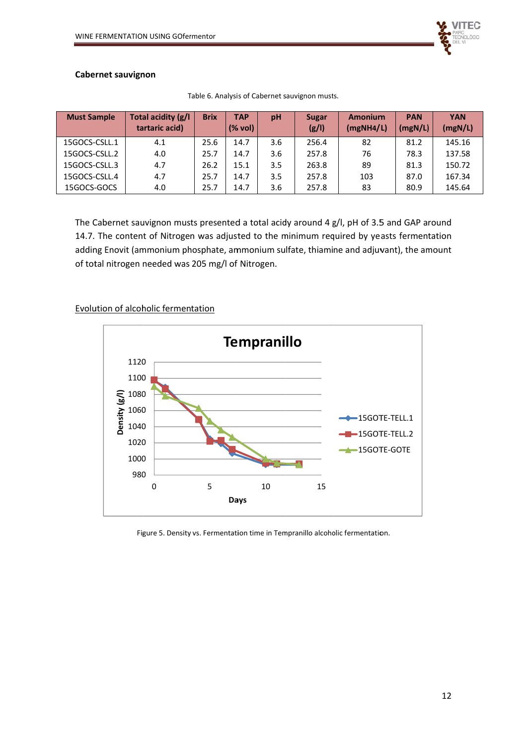**Cabernet sauvignon**

Table 6. Analysis of Cabernet sauvignon musts.

| Must Sample | Total acidity (g/l tartaric acid) | Brix | TAP (% vol) | pH | Sugar (g/l) | Amonium (mgNH4/L) | PAN (mgN/L) | YAN (mgN/L) |
|---|---|---|---|---|---|---|---|---|
| 15GOCS-CSLL.1 | 4.1 | 25.6 | 14.7 | 3.6 | 256.4 | 82 | 81.2 | 145.16 |
| 15GOCS-CSLL.2 | 4.0 | 25.7 | 14.7 | 3.6 | 257.8 | 76 | 78.3 | 137.58 |
| 15GOCS-CSLL.3 | 4.7 | 26.2 | 15.1 | 3.5 | 263.8 | 89 | 81.3 | 150.72 |
| 15GOCS-CSLL.4 | 4.7 | 25.7 | 14.7 | 3.5 | 257.8 | 103 | 87.0 | 167.34 |
| 15GOCS-GOCS | 4.0 | 25.7 | 14.7 | 3.6 | 257.8 | 83 | 80.9 | 145.64 |

The Cabernet sauvignon musts presented a total acidy around 4 g/l, pH of 3.5 and GAP around 14.7. The content of Nitrogen was adjusted to the minimum required by yeasts fermentation adding Enovit (ammonium phosphate, ammonium sulfate, thiamine and adjuvant), the amount of total nitrogen needed was 205 mg/l of Nitrogen.

Evolution of alcoholic fermentation

Figure 5. Density vs. Fermentation time in Tempranillo alcoholic fermentation.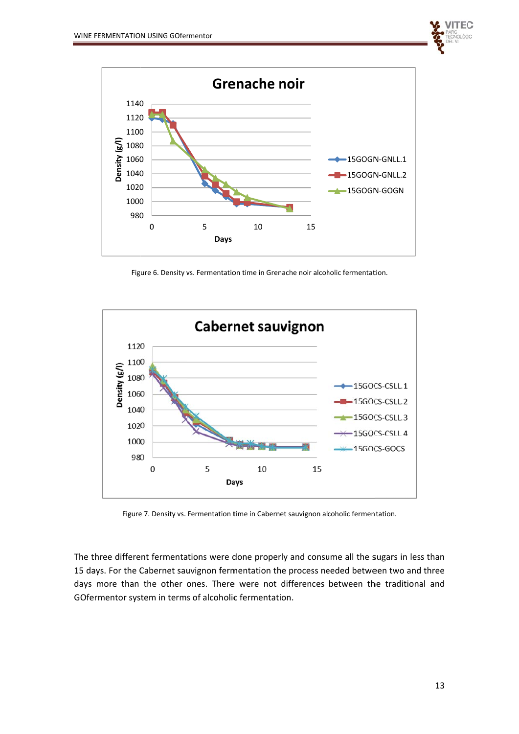Figure 6. Density vs. Fermentation time in Grenache noir alcoholic fermentation.

Figure 7. Density vs. Fermentation time in Cabernet sauvignon alcoholic fermentation.

The three different fermentations were done properly and consume all the sugars in less than 15 days. For the Cabernet sauvignon fermentation the process needed between two and three days more than the other ones. There were not differences between the traditional and GOfermentor system in terms of alcoholic fermentation.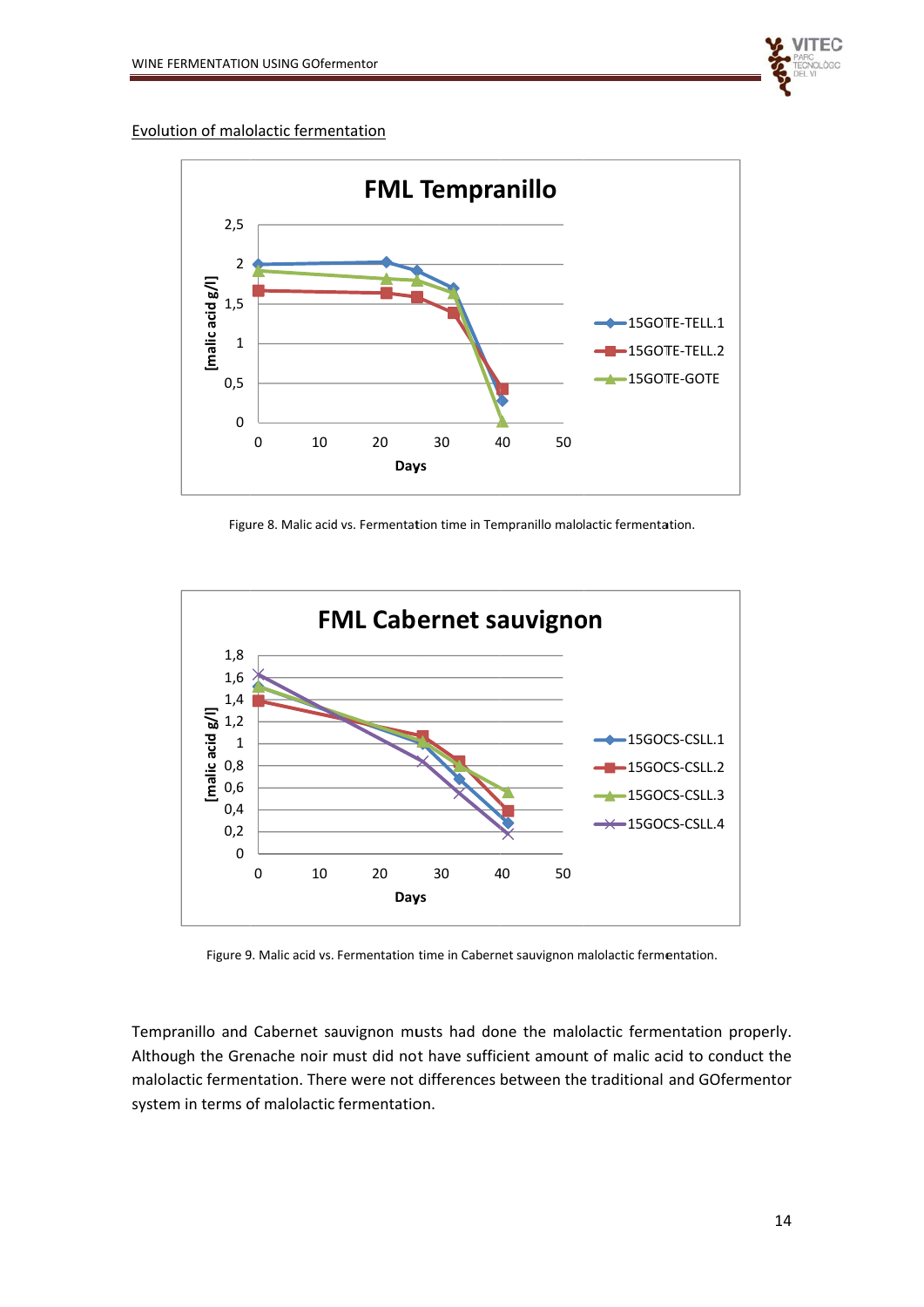Evolution of malolactic fermentation

Figure 8. Malic acid vs. Fermentation time in Tempranillo malolactic fermentation.

Figure 9. Malic acid vs. Fermentation time in Cabernet sauvignon malolactic fermentation.

Tempranillo and Cabernet sauvignon musts had done the malolactic fermentation properly. Although the Grenache noir must did not have sufficient amount of malic acid to conduct the malolactic fermentation. There were not differences between the traditional and GOfermentor system in terms of malolactic fermentation.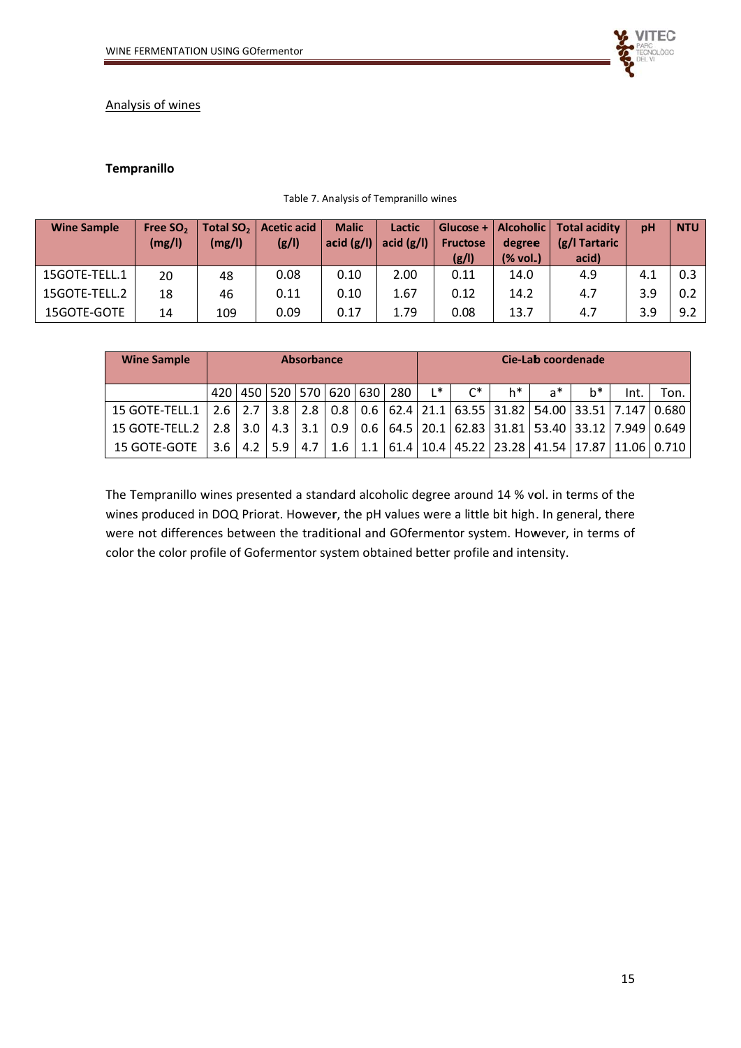Analysis of wines

**Tempranillo**

Table 7. Analysis of Tempranillo wines

| Wine Sample | Free $SO_2$ (mg/l) | Total $SO_2$ (mg/l) | Acetic acid (g/l) | Malic acid (g/l) | Lactic acid (g/l) | Glucose + Fructose (g/l) | Alcoholic degree (% vol.) | Total acidity (g/l Tartaric acid) | pH | NTU |
|---|---|---|---|---|---|---|---|---|---|---|
| 15GOTE-TELL.1 | 20 | 48 | 0.08 | 0.10 | 2.00 | 0.11 | 14.0 | 4.9 | 4.1 | 0.3 |
| 15GOTE-TELL.2 | 18 | 46 | 0.11 | 0.10 | 1.67 | 0.12 | 14.2 | 4.7 | 3.9 | 0.2 |
| 15GOTE-GOTE | 14 | 109 | 0.09 | 0.17 | 1.79 | 0.08 | 13.7 | 4.7 | 3.9 | 9.2 |

| Wine Sample | Absorbance | | | | | | | Cie-Lab coordenade | | | | | | |
|---|---|---|---|---|---|---|---|---|---|---|---|---|---|---|
| | 420 | 450 | 520 | 570 | 620 | 630 | 280 | L* | C* | h* | a* | b* | Int. | Ton. |
| 15 GOTE-TELL.1 | 2.6 | 2.7 | 3.8 | 2.8 | 0.8 | 0.6 | 62.4 | 21.1 | 63.55 | 31.82 | 54.00 | 33.51 | 7.147 | 0.680 |
| 15 GOTE-TELL.2 | 2.8 | 3.0 | 4.3 | 3.1 | 0.9 | 0.6 | 64.5 | 20.1 | 62.83 | 31.81 | 53.40 | 33.12 | 7.949 | 0.649 |
| 15 GOTE-GOTE | 3.6 | 4.2 | 5.9 | 4.7 | 1.6 | 1.1 | 61.4 | 10.4 | 45.22 | 23.28 | 41.54 | 17.87 | 11.06 | 0.710 |

The Tempranillo wines presented a standard alcoholic degree around 14 % vol. in terms of the wines produced in DOQ Priorat. However, the pH values were a little bit high. In general, there were not differences between the traditional and GOfermentor system. However, in terms of color the color profile of Gofermentor system obtained better profile and intensity.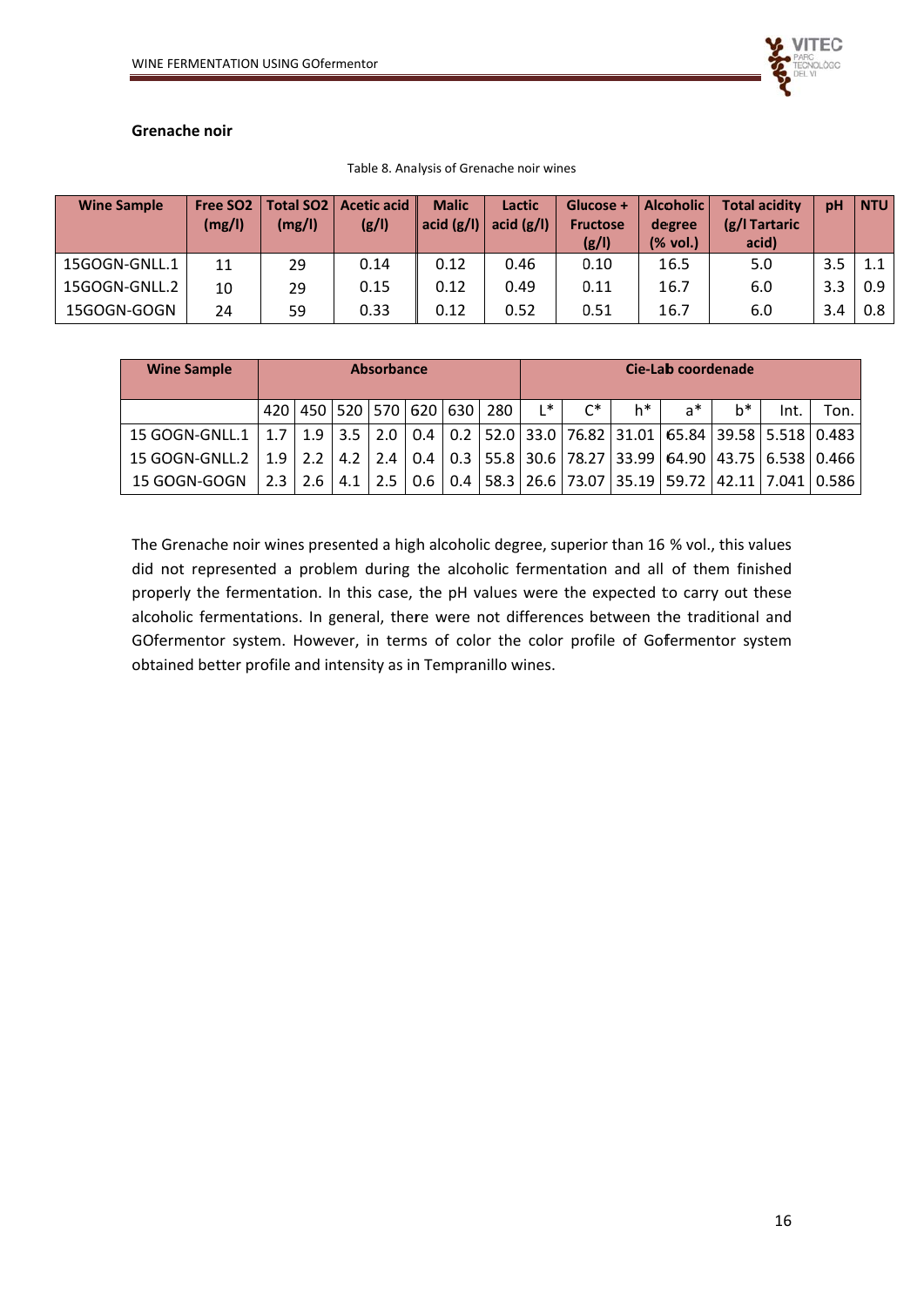**Grenache noir**

Table 8. Analysis of Grenache noir wines

| Wine Sample | Free SO2 (mg/l) | Total SO2 (mg/l) | Acetic acid (g/l) | Malic acid (g/l) | Lactic acid (g/l) | Glucose + Fructose (g/l) | Alcoholic degree (% vol.) | Total acidity (g/l Tartaric acid) | pH | NTU |
|---|---|---|---|---|---|---|---|---|---|---|
| 15GOGN-GNLL.1 | 11 | 29 | 0.14 | 0.12 | 0.46 | 0.10 | 16.5 | 5.0 | 3.5 | 1.1 |
| 15GOGN-GNLL.2 | 10 | 29 | 0.15 | 0.12 | 0.49 | 0.11 | 16.7 | 6.0 | 3.3 | 0.9 |
| 15GOGN-GOGN | 24 | 59 | 0.33 | 0.12 | 0.52 | 0.51 | 16.7 | 6.0 | 3.4 | 0.8 |

| Wine Sample | Absorbance | | | | | | | Cie-Lab coordenade | | | | | | |
|---|---|---|---|---|---|---|---|---|---|---|---|---|---|---|
| | 420 | 450 | 520 | 570 | 620 | 630 | 280 | L* | C* | h* | a* | b* | Int. | Ton. |
| 15 GOGN-GNLL.1 | 1.7 | 1.9 | 3.5 | 2.0 | 0.4 | 0.2 | 52.0 | 33.0 | 76.82 | 31.01 | 65.84 | 39.58 | 5.518 | 0.483 |
| 15 GOGN-GNLL.2 | 1.9 | 2.2 | 4.2 | 2.4 | 0.4 | 0.3 | 55.8 | 30.6 | 78.27 | 33.99 | 64.90 | 43.75 | 6.538 | 0.466 |
| 15 GOGN-GOGN | 2.3 | 2.6 | 4.1 | 2.5 | 0.6 | 0.4 | 58.3 | 26.6 | 73.07 | 35.19 | 59.72 | 42.11 | 7.041 | 0.586 |

The Grenache noir wines presented a high alcoholic degree, superior than 16 % vol., this values did not represented a problem during the alcoholic fermentation and all of them finished properly the fermentation. In this case, the pH values were the expected to carry out these alcoholic fermentations. In general, there were not differences between the traditional and GOfermentor system. However, in terms of color the color profile of Gofermentor system obtained better profile and intensity as in Tempranillo wines.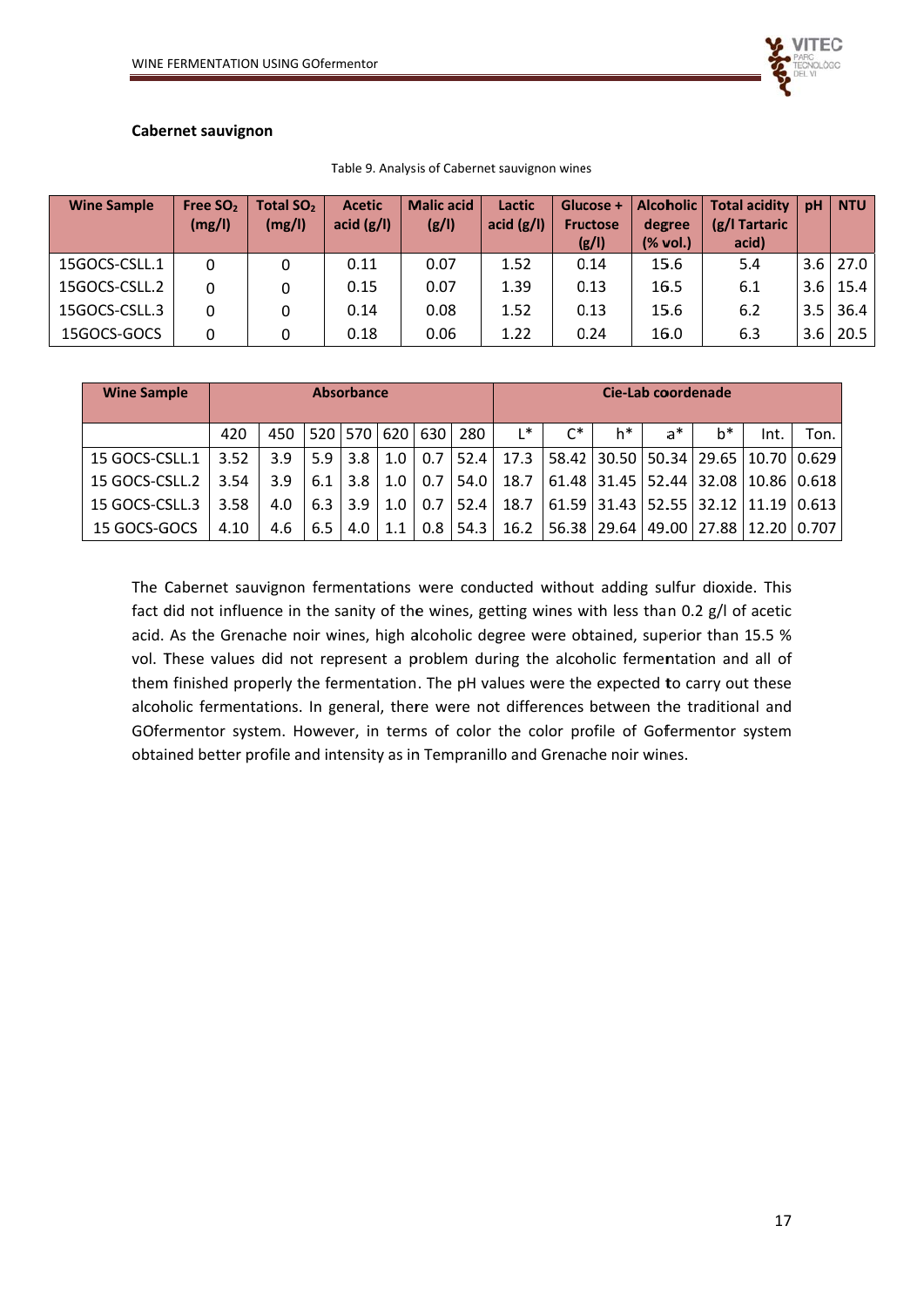**Cabernet sauvignon**

Table 9. Analysis of Cabernet sauvignon wines

| Wine Sample | Free $SO_2$ (mg/l) | Total $SO_2$ (mg/l) | Acetic acid (g/l) | Malic acid (g/l) | Lactic acid (g/l) | Glucose + Fructose (g/l) | Alcoholic degree (% vol.) | Total acidity (g/l Tartaric acid) | pH | NTU |
|---|---|---|---|---|---|---|---|---|---|---|
| 15GOCS-CSLL.1 | 0 | 0 | 0.11 | 0.07 | 1.52 | 0.14 | 15.6 | 5.4 | 3.6 | 27.0 |
| 15GOCS-CSLL.2 | 0 | 0 | 0.15 | 0.07 | 1.39 | 0.13 | 16.5 | 6.1 | 3.6 | 15.4 |
| 15GOCS-CSLL.3 | 0 | 0 | 0.14 | 0.08 | 1.52 | 0.13 | 15.6 | 6.2 | 3.5 | 36.4 |
| 15GOCS-GOCS | 0 | 0 | 0.18 | 0.06 | 1.22 | 0.24 | 16.0 | 6.3 | 3.6 | 20.5 |

| Wine Sample | Absorbance | | | | | | | Cie-Lab coordenade | | | | | | |
|---|---|---|---|---|---|---|---|---|---|---|---|---|---|---|
| | 420 | 450 | 520 | 570 | 620 | 630 | 280 | L* | C* | h* | a* | b* | Int. | Ton. |
| 15 GOCS-CSLL.1 | 3.52 | 3.9 | 5.9 | 3.8 | 1.0 | 0.7 | 52.4 | 17.3 | 58.42 | 30.50 | 50.34 | 29.65 | 10.70 | 0.629 |
| 15 GOCS-CSLL.2 | 3.54 | 3.9 | 6.1 | 3.8 | 1.0 | 0.7 | 54.0 | 18.7 | 61.48 | 31.45 | 52.44 | 32.08 | 10.86 | 0.618 |
| 15 GOCS-CSLL.3 | 3.58 | 4.0 | 6.3 | 3.9 | 1.0 | 0.7 | 52.4 | 18.7 | 61.59 | 31.43 | 52.55 | 32.12 | 11.19 | 0.613 |
| 15 GOCS-GOCS | 4.10 | 4.6 | 6.5 | 4.0 | 1.1 | 0.8 | 54.3 | 16.2 | 56.38 | 29.64 | 49.00 | 27.88 | 12.20 | 0.707 |

The Cabernet sauvignon fermentations were conducted without adding sulfur dioxide. This fact did not influence in the sanity of the wines, getting wines with less than 0.2 g/l of acetic acid. As the Grenache noir wines, high alcoholic degree were obtained, superior than 15.5 % vol. These values did not represent a problem during the alcoholic fermentation and all of them finished properly the fermentation. The pH values were the expected to carry out these alcoholic fermentations. In general, there were not differences between the traditional and GOfermentor system. However, in terms of color the color profile of Gofermentor system obtained better profile and intensity as in Tempranillo and Grenache noir wines.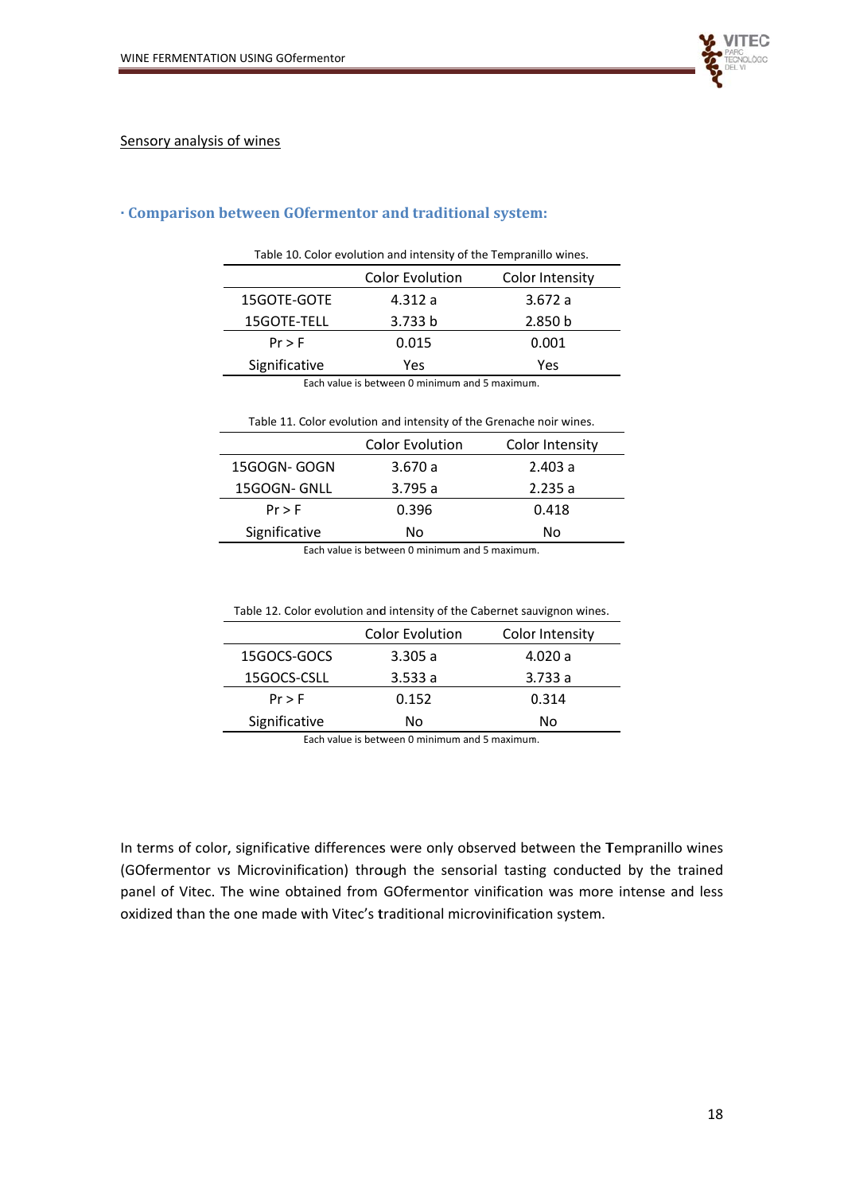Sensory analysis of wines

### · Comparison between GOfermentor and traditional system:

Table 10. Color evolution and intensity of the Tempranillo wines.

| | Color Evolution | Color Intensity |
|---|---|---|
| 15GOTE-GOTE | 4.312 a | 3.672 a |
| 15GOTE-TELL | 3.733 b | 2.850 b |
| Pr > F | 0.015 | 0.001 |
| Significative | Yes | Yes |

Each value is between 0 minimum and 5 maximum.

Table 11. Color evolution and intensity of the Grenache noir wines.

| | Color Evolution | Color Intensity |
|---|---|---|
| 15GOGN- GOGN | 3.670 a | 2.403 a |
| 15GOGN- GNLL | 3.795 a | 2.235 a |
| Pr > F | 0.396 | 0.418 |
| Significative | No | No |

Each value is between 0 minimum and 5 maximum.

Table 12. Color evolution and intensity of the Cabernet sauvignon wines.

| | Color Evolution | Color Intensity |
|---|---|---|
| 15GOCS-GOCS | 3.305 a | 4.020 a |
| 15GOCS-CSLL | 3.533 a | 3.733 a |
| Pr > F | 0.152 | 0.314 |
| Significative | No | No |

Each value is between 0 minimum and 5 maximum.

In terms of color, significative differences were only observed between the Tempranillo wines (GOfermentor vs Microvinification) through the sensorial tasting conducted by the trained panel of Vitec. The wine obtained from GOfermentor vinification was more intense and less oxidized than the one made with Vitec's traditional microvinification system.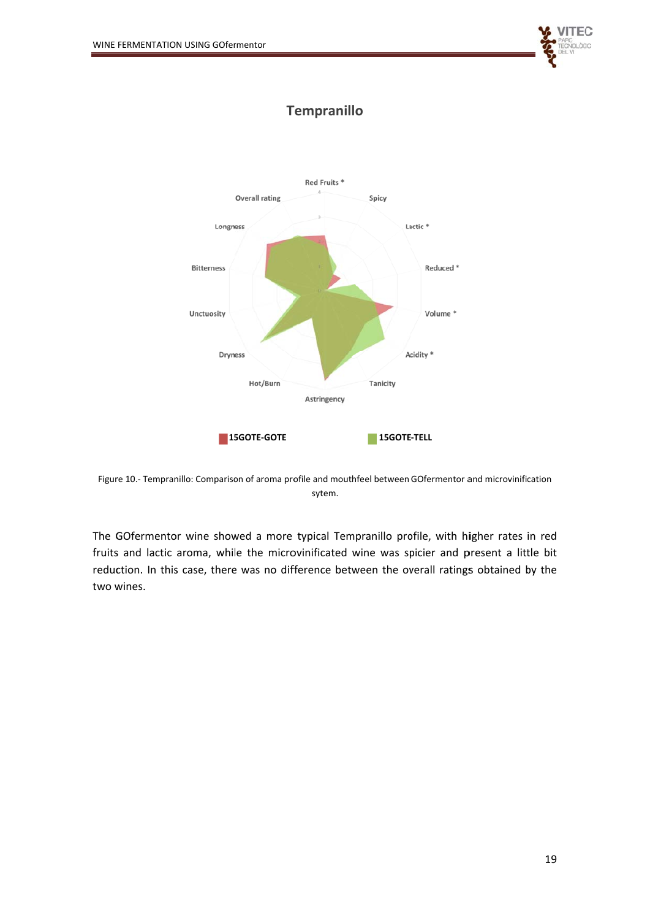## Tempranillo

Figure 10.- Tempranillo: Comparison of aroma profile and mouthfeel between GOfermentor and microvinification sytem.

The GOfermentor wine showed a more typical Tempranillo profile, with higher rates in red fruits and lactic aroma, while the microvinificated wine was spicier and present a little bit reduction. In this case, there was no difference between the overall ratings obtained by the two wines.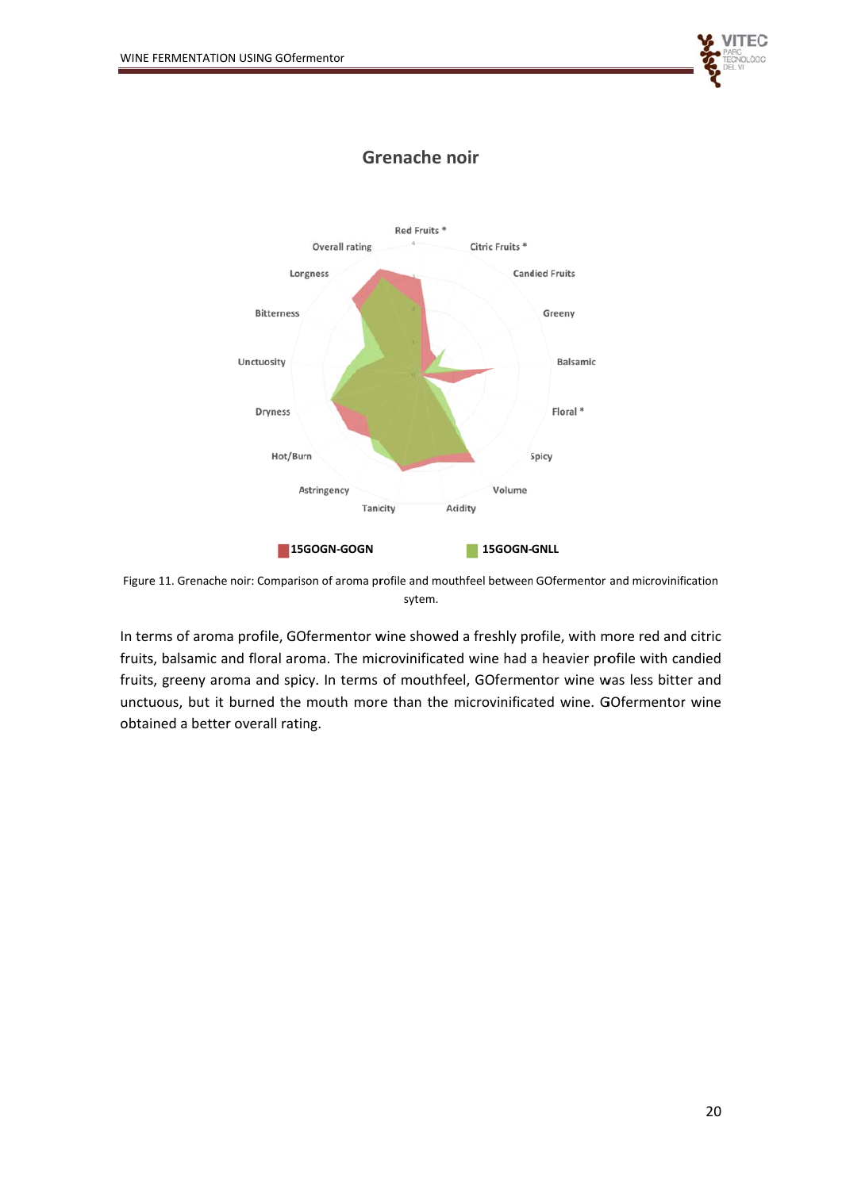## Grenache noir

Figure 11. Grenache noir: Comparison of aroma profile and mouthfeel between GOfermentor and microvinification sytem.

In terms of aroma profile, GOfermentor wine showed a freshly profile, with more red and citric fruits, balsamic and floral aroma. The microvinificated wine had a heavier profile with candied fruits, greeny aroma and spicy. In terms of mouthfeel, GOfermentor wine was less bitter and unctuous, but it burned the mouth more than the microvinificated wine. GOfermentor wine obtained a better overall rating.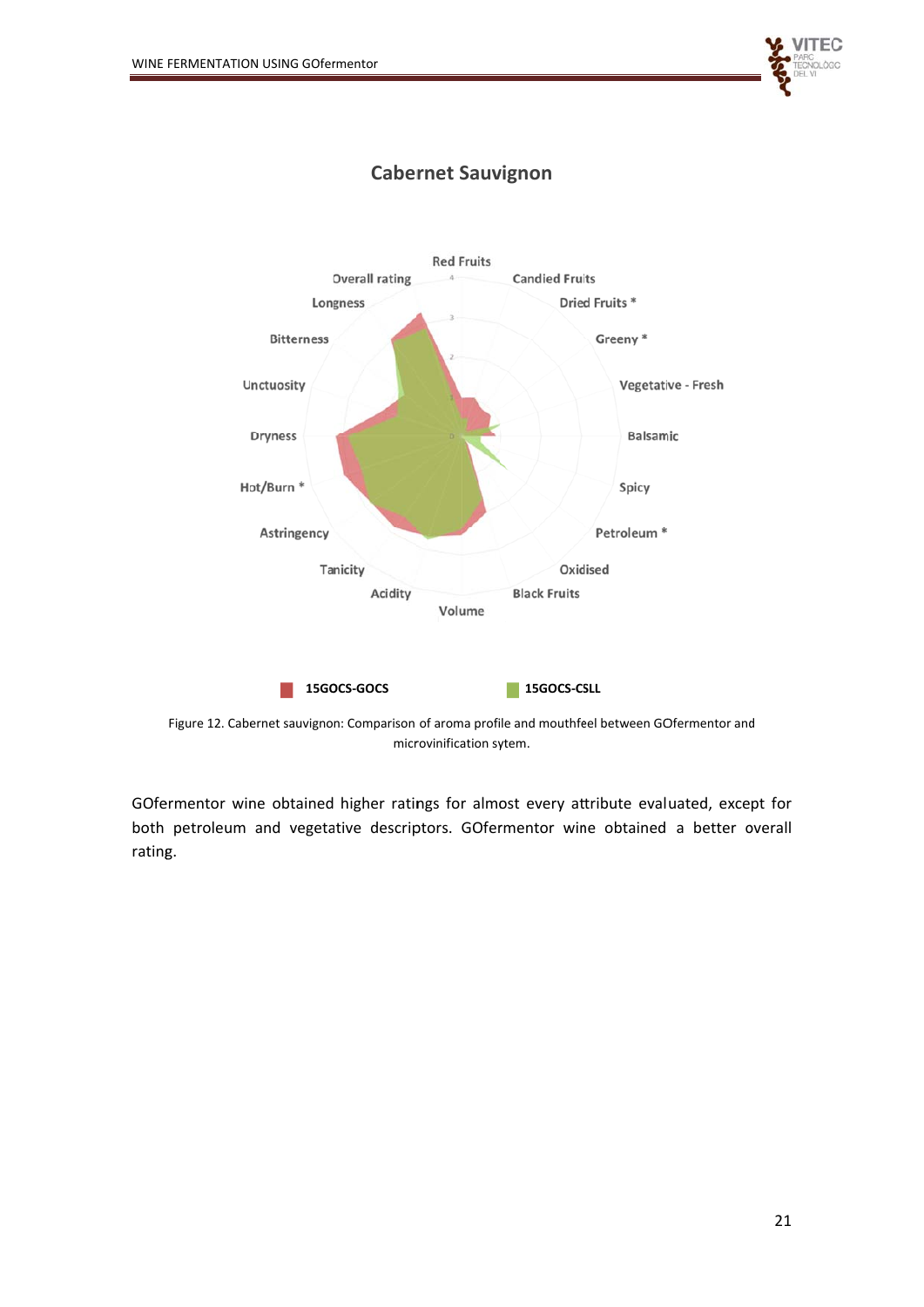## Cabernet Sauvignon

Red Fruits
Candied Fruits
Dried Fruits *
Greeny *
Vegetative - Fresh
Balsamic
Spicy
Petroleum *
Oxidised
Black Fruits
Volume
Acidity
Tanicity
Astringency
Hot/Burn *
Dryness
Unctuosity
Bitterness
Longness
Overall rating

15GOCS-GOCS
15GOCS-CSLL

Figure 12. Cabernet sauvignon: Comparison of aroma profile and mouthfeel between GOfermentor and microvinification sytem.

GOfermentor wine obtained higher ratings for almost every attribute evaluated, except for both petroleum and vegetative descriptors. GOfermentor wine obtained a better overall rating.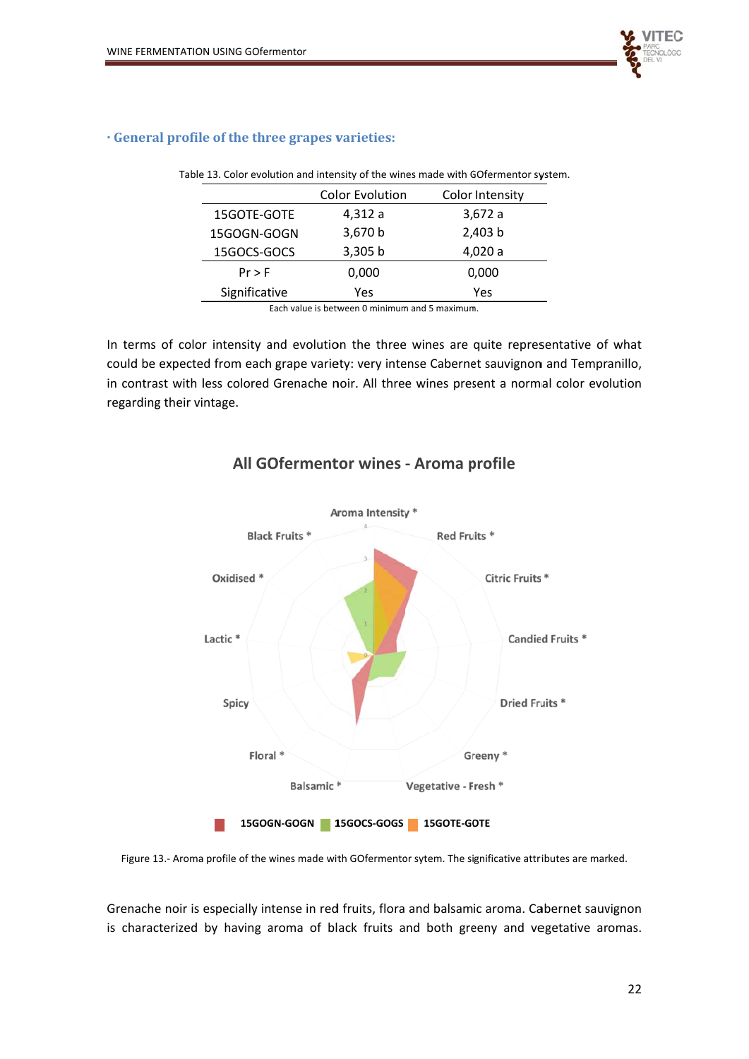**· General profile of the three grapes varieties:**

Table 13. Color evolution and intensity of the wines made with GOfermentor system.

| | Color Evolution | Color Intensity |
|---|---|---|
| 15GOTE-GOTE | 4,312 a | 3,672 a |
| 15GOGN-GOGN | 3,670 b | 2,403 b |
| 15GOCS-GOCS | 3,305 b | 4,020 a |
| Pr > F | 0,000 | 0,000 |
| Significative | Yes | Yes |

Each value is between 0 minimum and 5 maximum.

In terms of color intensity and evolution the three wines are quite representative of what could be expected from each grape variety: very intense Cabernet sauvignon and Tempranillo, in contrast with less colored Grenache noir. All three wines present a normal color evolution regarding their vintage.

**All GOfermentor wines - Aroma profile**

Aroma Intensity * · Red Fruits * · Citric Fruits * · Candied Fruits * · Dried Fruits * · Greeny * · Vegetative - Fresh * · Balsamic * · Floral * · Spicy · Lactic * · Oxidised * · Black Fruits *

15GOGN-GOGN · 15GOCS-GOGS · 15GOTE-GOTE

Figure 13.- Aroma profile of the wines made with GOfermentor sytem. The significative attributes are marked.

Grenache noir is especially intense in red fruits, flora and balsamic aroma. Cabernet sauvignon is characterized by having aroma of black fruits and both greeny and vegetative aromas.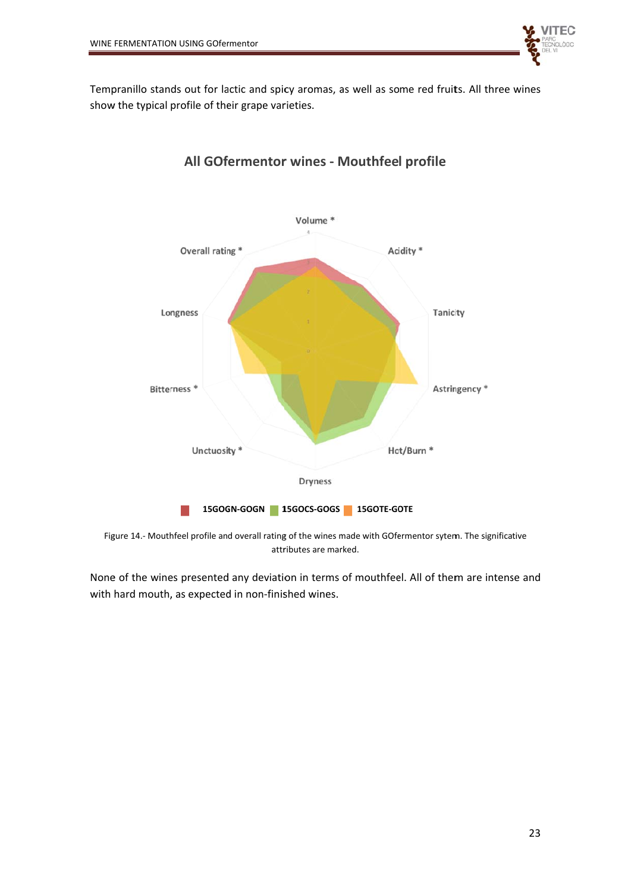Tempranillo stands out for lactic and spicy aromas, as well as some red fruits. All three wines show the typical profile of their grape varieties.

## All GOfermentor wines - Mouthfeel profile

Figure 14.- Mouthfeel profile and overall rating of the wines made with GOfermentor sytem. The significative attributes are marked.

None of the wines presented any deviation in terms of mouthfeel. All of them are intense and with hard mouth, as expected in non-finished wines.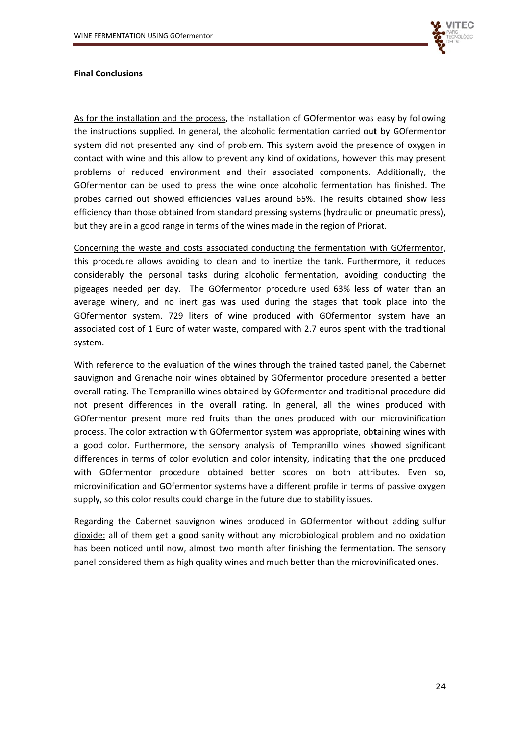**Final Conclusions**

As for the installation and the process, the installation of GOfermentor was easy by following the instructions supplied. In general, the alcoholic fermentation carried out by GOfermentor system did not presented any kind of problem. This system avoid the presence of oxygen in contact with wine and this allow to prevent any kind of oxidations, however this may present problems of reduced environment and their associated components. Additionally, the GOfermentor can be used to press the wine once alcoholic fermentation has finished. The probes carried out showed efficiencies values around 65%. The results obtained show less efficiency than those obtained from standard pressing systems (hydraulic or pneumatic press), but they are in a good range in terms of the wines made in the region of Priorat.

Concerning the waste and costs associated conducting the fermentation with GOfermentor, this procedure allows avoiding to clean and to inertize the tank. Furthermore, it reduces considerably the personal tasks during alcoholic fermentation, avoiding conducting the pigeages needed per day. The GOfermentor procedure used 63% less of water than an average winery, and no inert gas was used during the stages that took place into the GOfermentor system. 729 liters of wine produced with GOfermentor system have an associated cost of 1 Euro of water waste, compared with 2.7 euros spent with the traditional system.

With reference to the evaluation of the wines through the trained tasted panel, the Cabernet sauvignon and Grenache noir wines obtained by GOfermentor procedure presented a better overall rating. The Tempranillo wines obtained by GOfermentor and traditional procedure did not present differences in the overall rating. In general, all the wines produced with GOfermentor present more red fruits than the ones produced with our microvinification process. The color extraction with GOfermentor system was appropriate, obtaining wines with a good color. Furthermore, the sensory analysis of Tempranillo wines showed significant differences in terms of color evolution and color intensity, indicating that the one produced with GOfermentor procedure obtained better scores on both attributes. Even so, microvinification and GOfermentor systems have a different profile in terms of passive oxygen supply, so this color results could change in the future due to stability issues.

Regarding the Cabernet sauvignon wines produced in GOfermentor without adding sulfur dioxide: all of them get a good sanity without any microbiological problem and no oxidation has been noticed until now, almost two month after finishing the fermentation. The sensory panel considered them as high quality wines and much better than the microvinificated ones.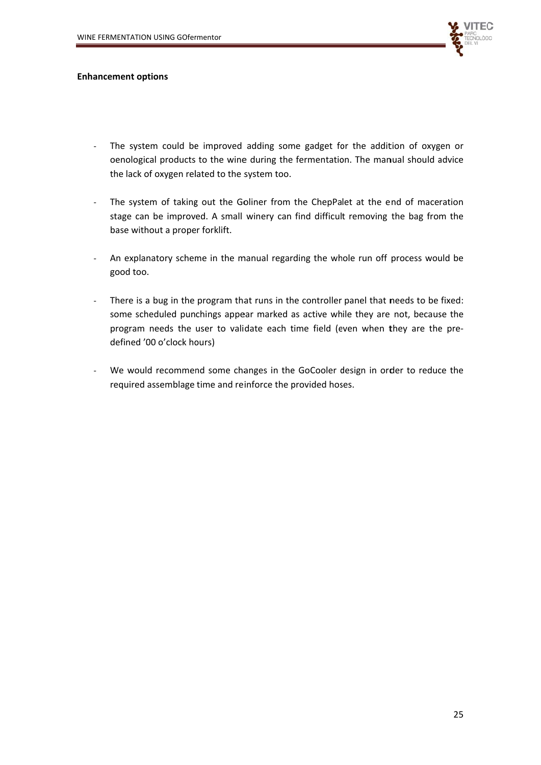**Enhancement options**

- The system could be improved adding some gadget for the addition of oxygen or oenological products to the wine during the fermentation. The manual should advice the lack of oxygen related to the system too.
- The system of taking out the Goliner from the ChepPalet at the end of maceration stage can be improved. A small winery can find difficult removing the bag from the base without a proper forklift.
- An explanatory scheme in the manual regarding the whole run off process would be good too.
- There is a bug in the program that runs in the controller panel that needs to be fixed: some scheduled punchings appear marked as active while they are not, because the program needs the user to validate each time field (even when they are the pre-defined '00 o'clock hours)
- We would recommend some changes in the GoCooler design in order to reduce the required assemblage time and reinforce the provided hoses.